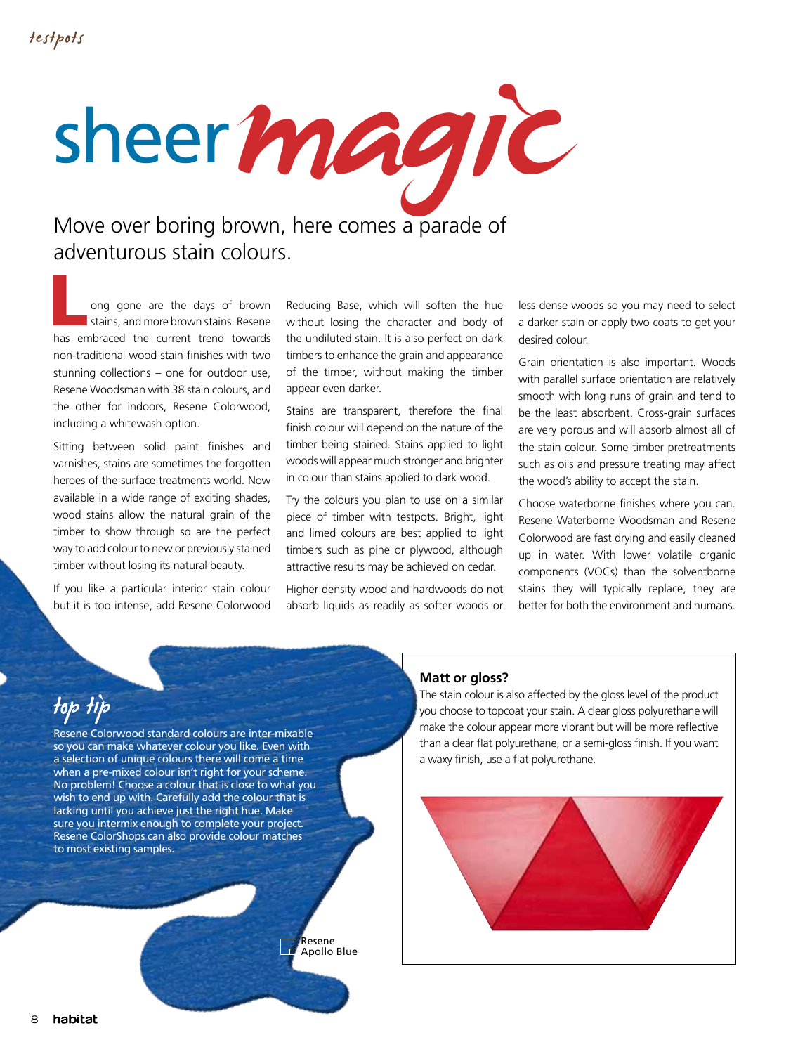# sheer *magic*

Move over boring brown, here comes a parade of adventurous stain colours.

Long gone are the days of brown stains, and more brown stains. Resene has embraced the current trend towards non-traditional wood stain finishes with two stunning collections – one for outdoor use, Resene Woodsman with 38 stain colours, and the other for indoors, Resene Colorwood, including a whitewash option.

Sitting between solid paint finishes and varnishes, stains are sometimes the forgotten heroes of the surface treatments world. Now available in a wide range of exciting shades, wood stains allow the natural grain of the timber to show through so are the perfect way to add colour to new or previously stained timber without losing its natural beauty.

If you like a particular interior stain colour but it is too intense, add Resene Colorwood Reducing Base, which will soften the hue without losing the character and body of the undiluted stain. It is also perfect on dark timbers to enhance the grain and appearance of the timber, without making the timber appear even darker.

Stains are transparent, therefore the final finish colour will depend on the nature of the timber being stained. Stains applied to light woods will appear much stronger and brighter in colour than stains applied to dark wood.

Try the colours you plan to use on a similar piece of timber with testpots. Bright, light and limed colours are best applied to light timbers such as pine or plywood, although attractive results may be achieved on cedar.

Higher density wood and hardwoods do not absorb liquids as readily as softer woods or less dense woods so you may need to select a darker stain or apply two coats to get your desired colour.

Grain orientation is also important. Woods with parallel surface orientation are relatively smooth with long runs of grain and tend to be the least absorbent. Cross-grain surfaces are very porous and will absorb almost all of the stain colour. Some timber pretreatments such as oils and pressure treating may affect the wood's ability to accept the stain.

Choose waterborne finishes where you can. Resene Waterborne Woodsman and Resene Colorwood are fast drying and easily cleaned up in water. With lower volatile organic components (VOCs) than the solventborne stains they will typically replace, they are better for both the environment and humans.

## top tip

Resene Colorwood standard colours are inter-mixable so you can make whatever colour you like. Even with a selection of unique colours there will come a time when a pre-mixed colour isn't right for your scheme. No problem! Choose a colour that is close to what you wish to end up with. Carefully add the colour that is lacking until you achieve just the right hue. Make sure you intermix enough to complete your project. Resene ColorShops can also provide colour matches to most existing samples.

Resene Apollo Blue

### Matt or gloss?

The stain colour is also affected by the gloss level of the product you choose to topcoat your stain. A clear gloss polyurethane will make the colour appear more vibrant but will be more reflective than a clear flat polyurethane, or a semi-gloss finish. If you want a waxy finish, use a flat polyurethane.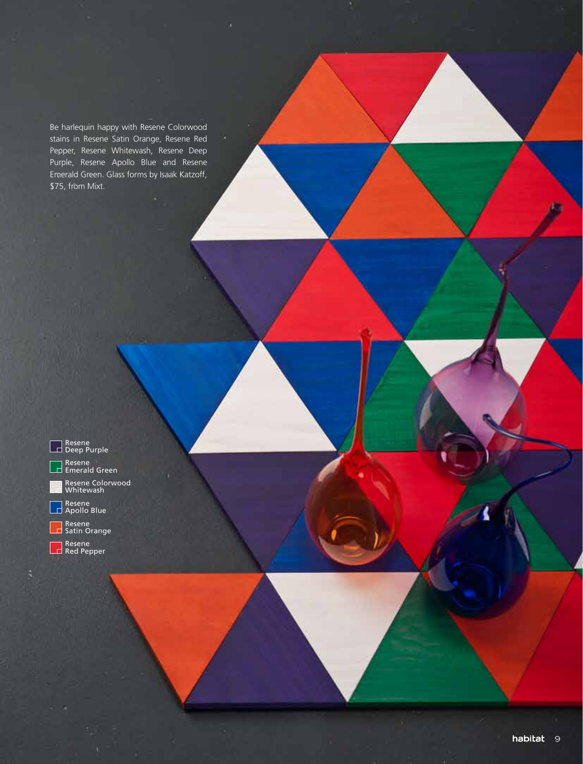Be harlequin happy with Resene Colorwood stains in Resene Satin Orange, Resene Red Pepper, Resene Whitewash, Resene Deep Purple, Resene Apollo Blue and Resene Emerald Green. Glass forms by Isaak Katzoff, $75, from Mixt.

- Resene Deep Purple
- Resene Emerald Green
- Resene Colorwood Whitewash
- Resene Apollo Blue
- Resene Satin Orange
- Resene Red Pepper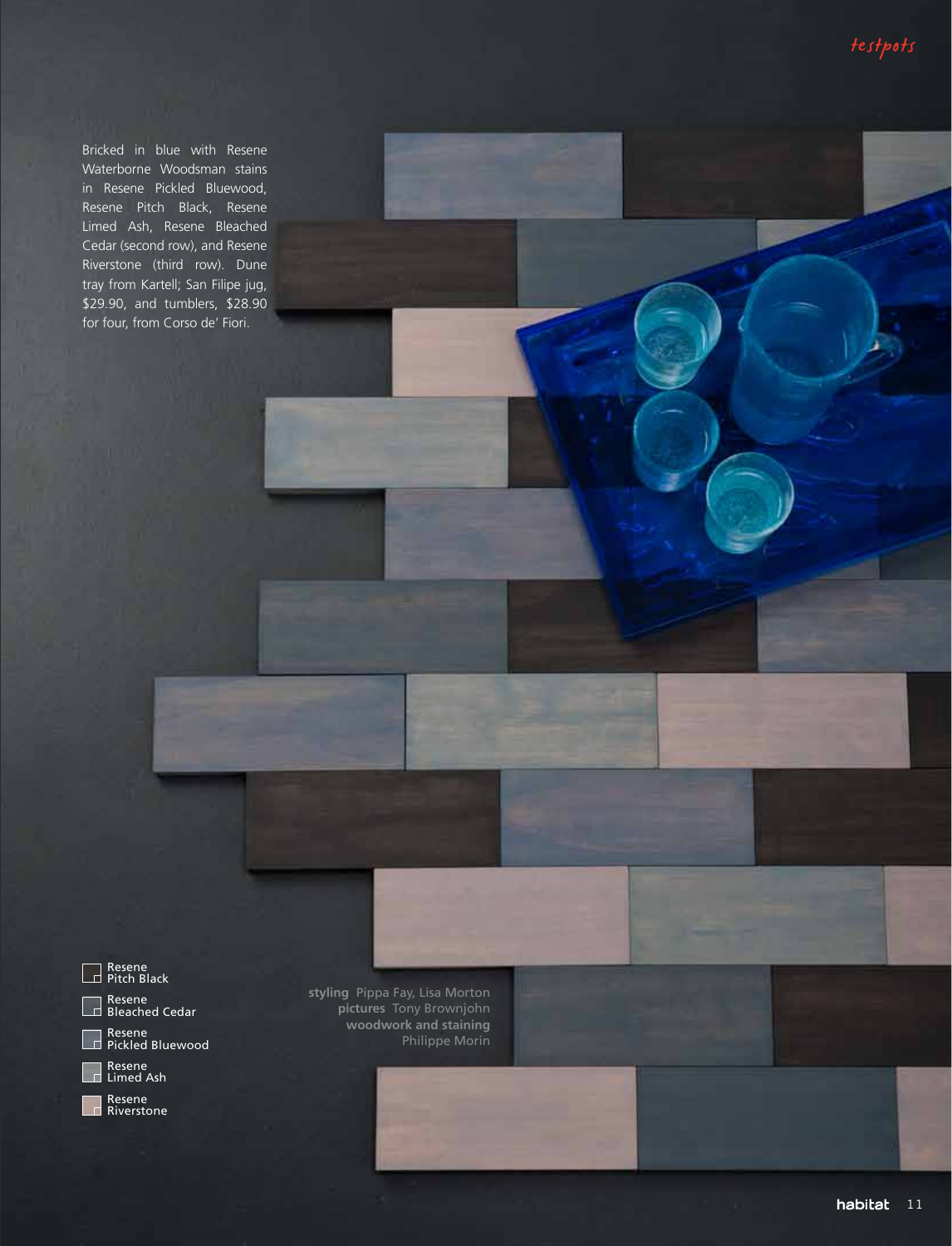Bricked in blue with Resene Waterborne Woodsman stains in Resene Pickled Bluewood, Resene Pitch Black, Resene Limed Ash, Resene Bleached Cedar (second row), and Resene Riverstone (third row). Dune tray from Kartell; San Filipe jug, $29.90, and tumblers, $28.90 for four, from Corso de' Fiori.

Resene Pitch Black

Resene Bleached Cedar

Resene Pickled Bluewood

Resene Limed Ash

Resene Riverstone

**styling** Pippa Fay, Lisa Morton
**pictures** Tony Brownjohn
**woodwork and staining** Philippe Morin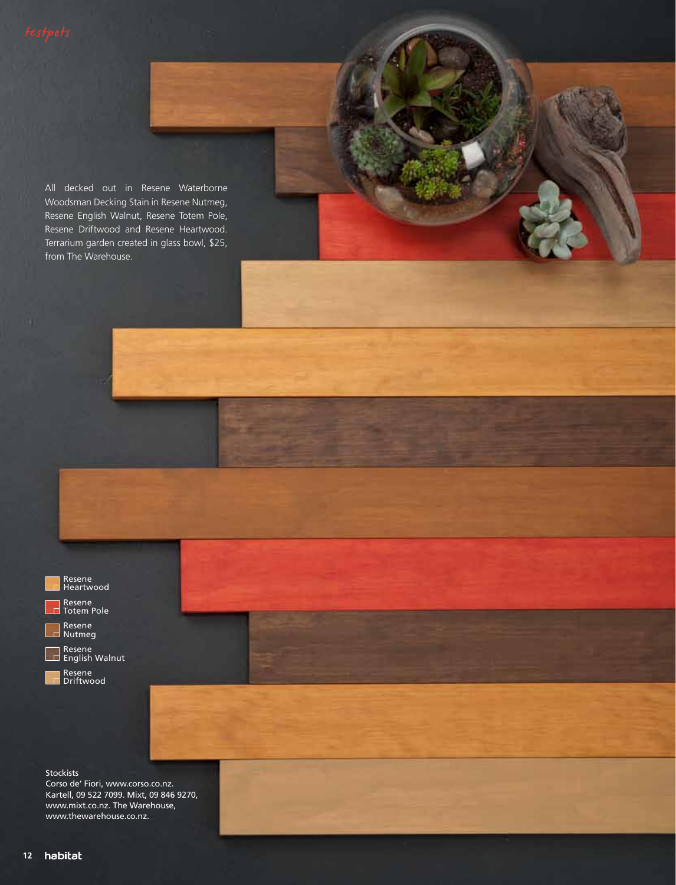*testpots*

All decked out in Resene Waterborne Woodsman Decking Stain in Resene Nutmeg, Resene English Walnut, Resene Totem Pole, Resene Driftwood and Resene Heartwood. Terrarium garden created in glass bowl, $25, from The Warehouse.

Resene Heartwood

Resene Totem Pole

Resene Nutmeg

Resene English Walnut

Resene Driftwood

Stockists
Corso de' Fiori, www.corso.co.nz. Kartell, 09 522 7099. Mixt, 09 846 9270, www.mixt.co.nz. The Warehouse, www.thewarehouse.co.nz.